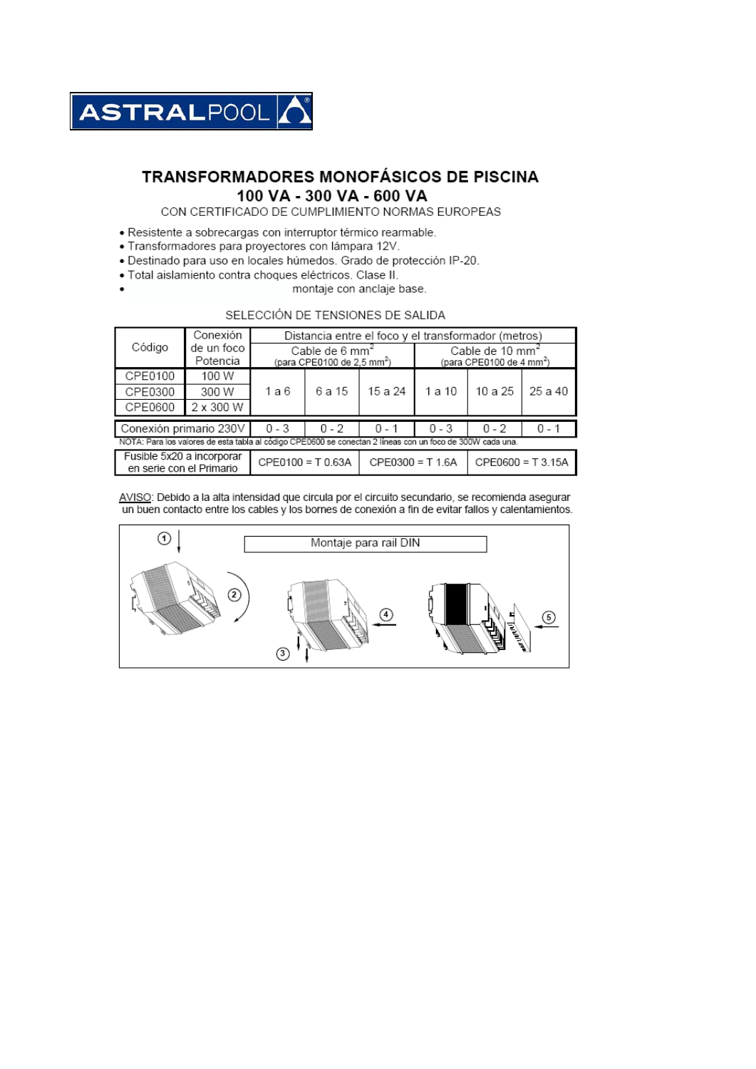# ASTRALPOOL

## TRANSFORMADORES MONOFÁSICOS DE PISCINA
## 100 VA - 300 VA - 600 VA

CON CERTIFICADO DE CUMPLIMIENTO NORMAS EUROPEAS

- Resistente a sobrecargas con interruptor térmico rearmable.
- Transformadores para proyectores con lámpara 12V.
- Destinado para uso en locales húmedos. Grado de protección IP-20.
- Total aislamiento contra choques eléctricos. Clase II.
- montaje con anclaje base.

SELECCIÓN DE TENSIONES DE SALIDA

| Código | Conexión de un foco Potencia | Distancia entre el foco y el transformador (metros) | | | | | |
|---|---|---|---|---|---|---|---|
| | | Cable de 6 $mm^2$ (para CPE0100 de 2,5 $mm^2$) | | | Cable de 10 $mm^2$ (para CPE0100 de 4 $mm^2$) | | |
| CPE0100 | 100 W | 1 a 6 | 6 a 15 | 15 a 24 | 1 a 10 | 10 a 25 | 25 a 40 |
| CPE0300 | 300 W | | | | | | |
| CPE0600 | 2 x 300 W | | | | | | |
| Conexión primario 230V | | 0 - 3 | 0 - 2 | 0 - 1 | 0 - 3 | 0 - 2 | 0 - 1 |

NOTA: Para los valores de esta tabla al código CPE0600 se conectan 2 líneas con un foco de 300W cada una.

| Fusible 5x20 a incorporar en serie con el Primario | CPE0100 = T 0.63A | CPE0300 = T 1.6A | CPE0600 = T 3.15A |
|---|---|---|---|

AVISO: Debido a la alta intensidad que circula por el circuito secundario, se recomienda asegurar un buen contacto entre los cables y los bornes de conexión a fin de evitar fallos y calentamientos.

Montaje para rail DIN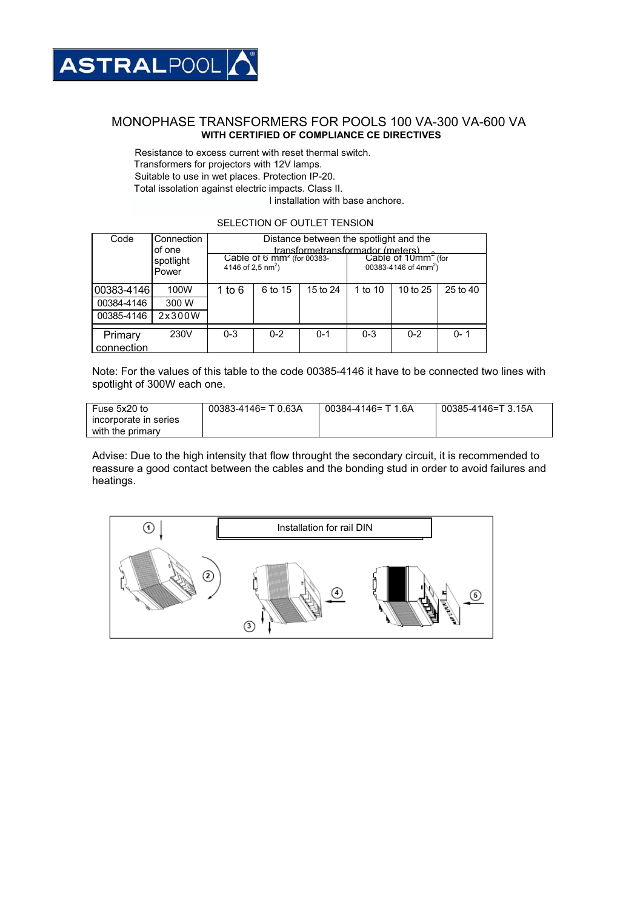# MONOPHASE TRANSFORMERS FOR POOLS 100 VA-300 VA-600 VA

**WITH CERTIFIED OF COMPLIANCE CE DIRECTIVES**

Resistance to excess current with reset thermal switch.
Transformers for projectors with 12V lamps.
Suitable to use in wet places. Protection IP-20.
Total issolation against electric impacts. Class II.
l installation with base anchore.

SELECTION OF OUTLET TENSION

| Code | Connection of one spotlight Power | Distance between the spotlight and the transformetransformador (meters) | | | | | |
|---|---|---|---|---|---|---|---|
| | | Cable of 6 mm² (for 00383-4146 of 2,5 nm²) | | | Cable of 10mm² (for 00383-4146 of 4mm²) | | |
| 00383-4146 | 100W | 1 to 6 | 6 to 15 | 15 to 24 | 1 to 10 | 10 to 25 | 25 to 40 |
| 00384-4146 | 300 W | | | | | | |
| 00385-4146 | 2x300W | | | | | | |
| Primary connection | 230V | 0-3 | 0-2 | 0-1 | 0-3 | 0-2 | 0- 1 |

Note: For the values of this table to the code 00385-4146 it have to be connected two lines with spotlight of 300W each one.

| | | | |
|---|---|---|---|
| Fuse 5x20 to incorporate in series with the primary | 00383-4146= T 0.63A | 00384-4146= T 1.6A | 00385-4146=T 3.15A |

Advise: Due to the high intensity that flow throught the secondary circuit, it is recommended to reassure a good contact between the cables and the bonding stud in order to avoid failures and heatings.

Installation for rail DIN

1

2

3

4

5